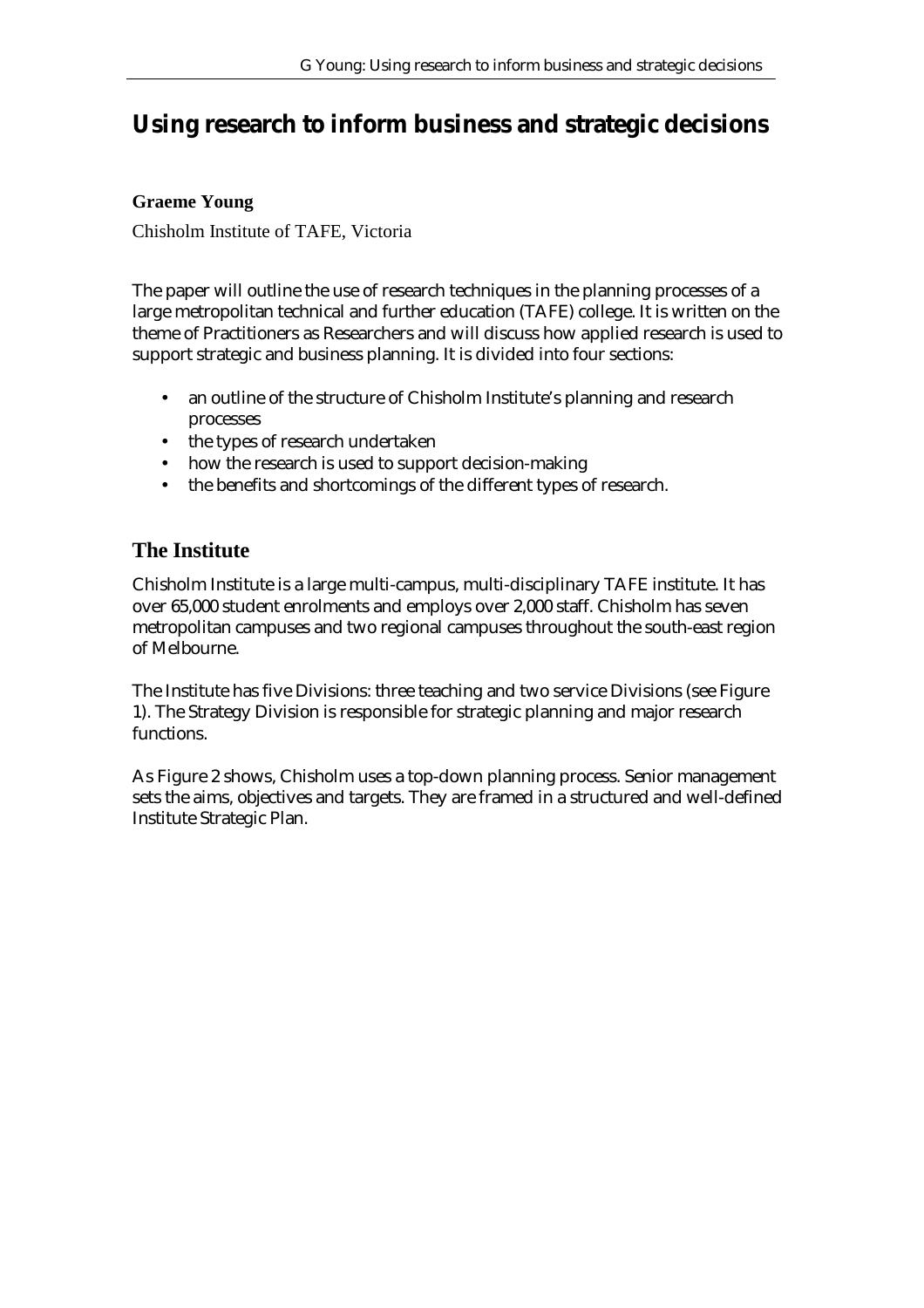# Using research to inform business and strategic decisions

**Graeme Young**

Chisholm Institute of TAFE, Victoria

The paper will outline the use of research techniques in the planning processes of a large metropolitan technical and further education (TAFE) college. It is written on the theme of Practitioners as Researchers and will discuss how applied research is used to support strategic and business planning. It is divided into four sections:

- an outline of the structure of Chisholm Institute's planning and research processes
- the types of research undertaken
- how the research is used to support decision-making
- the benefits and shortcomings of the different types of research.

## The Institute

Chisholm Institute is a large multi-campus, multi-disciplinary TAFE institute. It has over 65,000 student enrolments and employs over 2,000 staff. Chisholm has seven metropolitan campuses and two regional campuses throughout the south-east region of Melbourne.

The Institute has five Divisions: three teaching and two service Divisions (see Figure 1). The Strategy Division is responsible for strategic planning and major research functions.

As Figure 2 shows, Chisholm uses a top-down planning process. Senior management sets the aims, objectives and targets. They are framed in a structured and well-defined Institute Strategic Plan.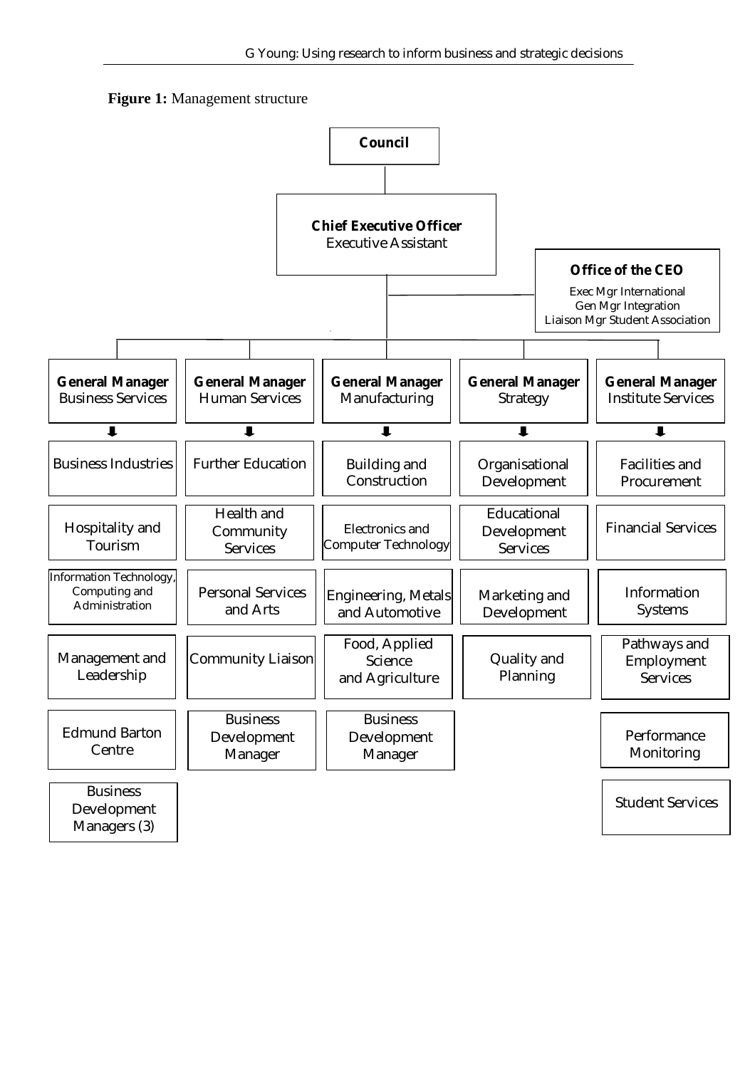**Figure 1:** Management structure

**Council**

**Chief Executive Officer**
Executive Assistant

**Office of the CEO**
Exec Mgr International
Gen Mgr Integration
Liaison Mgr Student Association

| **General Manager** Business Services | **General Manager** Human Services | **General Manager** Manufacturing | **General Manager** Strategy | **General Manager** Institute Services |
|---|---|---|---|---|
| Business Industries | Further Education | Building and Construction | Organisational Development | Facilities and Procurement |
| Hospitality and Tourism | Health and Community Services | Electronics and Computer Technology | Educational Development Services | Financial Services |
| Information Technology, Computing and Administration | Personal Services and Arts | Engineering, Metals and Automotive | Marketing and Development | Information Systems |
| Management and Leadership | Community Liaison | Food, Applied Science and Agriculture | Quality and Planning | Pathways and Employment Services |
| Edmund Barton Centre | Business Development Manager | Business Development Manager | | Performance Monitoring |
| Business Development Managers (3) | | | | Student Services |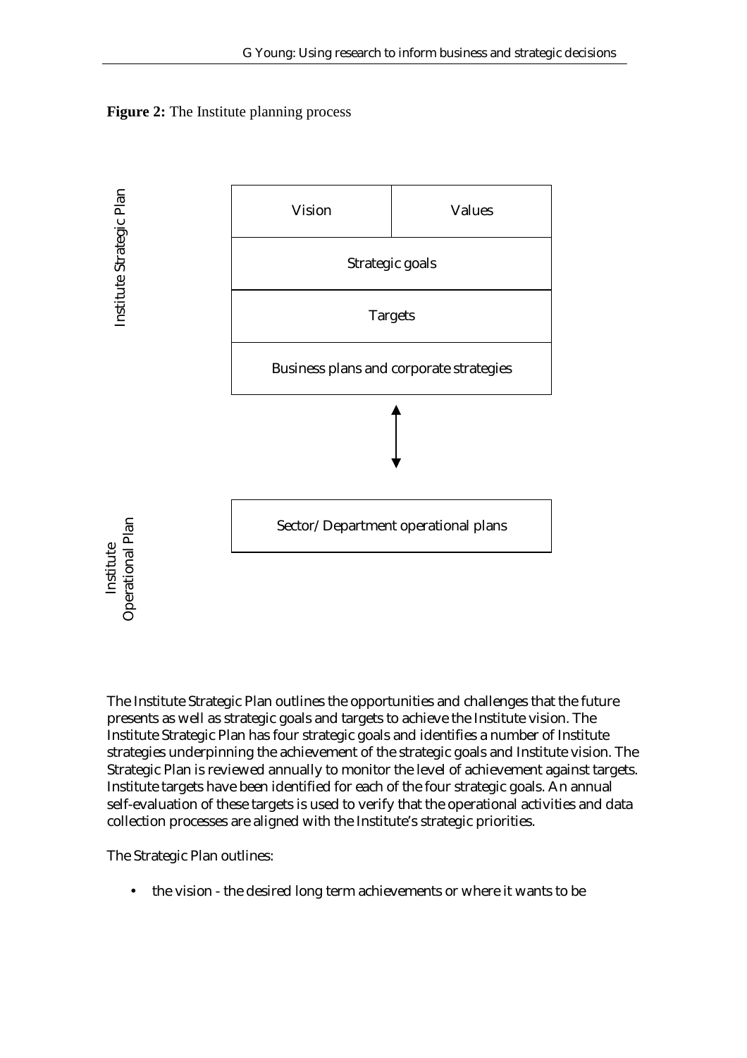**Figure 2:** The Institute planning process

| Institute Strategic Plan | | |
|---|---|---|
| | Vision | Values |
| | Strategic goals | |
| | Targets | |
| | Business plans and corporate strategies | |
| | ↕ | |
| Institute Operational Plan | Sector/Department operational plans | |

The Institute Strategic Plan outlines the opportunities and challenges that the future presents as well as strategic goals and targets to achieve the Institute vision. The Institute Strategic Plan has four strategic goals and identifies a number of Institute strategies underpinning the achievement of the strategic goals and Institute vision. The Strategic Plan is reviewed annually to monitor the level of achievement against targets. Institute targets have been identified for each of the four strategic goals. An annual self-evaluation of these targets is used to verify that the operational activities and data collection processes are aligned with the Institute's strategic priorities.

The Strategic Plan outlines:

- the vision - the desired long term achievements or where it wants to be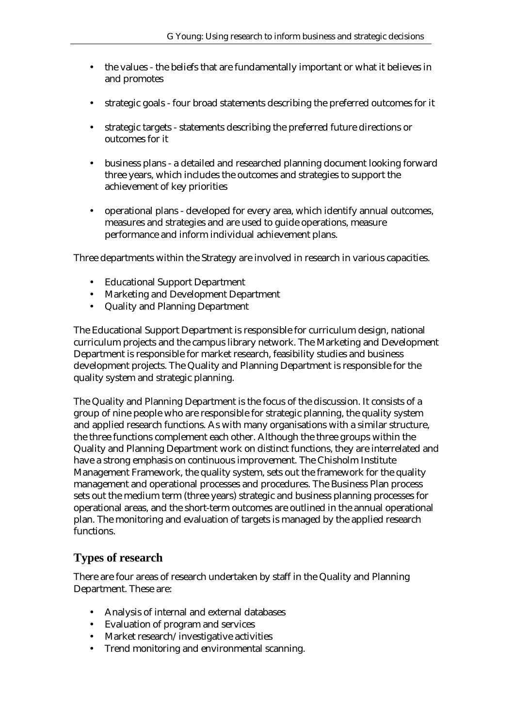- the values - the beliefs that are fundamentally important or what it believes in and promotes
- strategic goals - four broad statements describing the preferred outcomes for it
- strategic targets - statements describing the preferred future directions or outcomes for it
- business plans - a detailed and researched planning document looking forward three years, which includes the outcomes and strategies to support the achievement of key priorities
- operational plans - developed for every area, which identify annual outcomes, measures and strategies and are used to guide operations, measure performance and inform individual achievement plans.

Three departments within the Strategy are involved in research in various capacities.

- Educational Support Department
- Marketing and Development Department
- Quality and Planning Department

The Educational Support Department is responsible for curriculum design, national curriculum projects and the campus library network. The Marketing and Development Department is responsible for market research, feasibility studies and business development projects. The Quality and Planning Department is responsible for the quality system and strategic planning.

The Quality and Planning Department is the focus of the discussion. It consists of a group of nine people who are responsible for strategic planning, the quality system and applied research functions. As with many organisations with a similar structure, the three functions complement each other. Although the three groups within the Quality and Planning Department work on distinct functions, they are interrelated and have a strong emphasis on continuous improvement. The Chisholm Institute Management Framework, the quality system, sets out the framework for the quality management and operational processes and procedures. The Business Plan process sets out the medium term (three years) strategic and business planning processes for operational areas, and the short-term outcomes are outlined in the annual operational plan. The monitoring and evaluation of targets is managed by the applied research functions.

## Types of research

There are four areas of research undertaken by staff in the Quality and Planning Department. These are:

- Analysis of internal and external databases
- Evaluation of program and services
- Market research/investigative activities
- Trend monitoring and environmental scanning.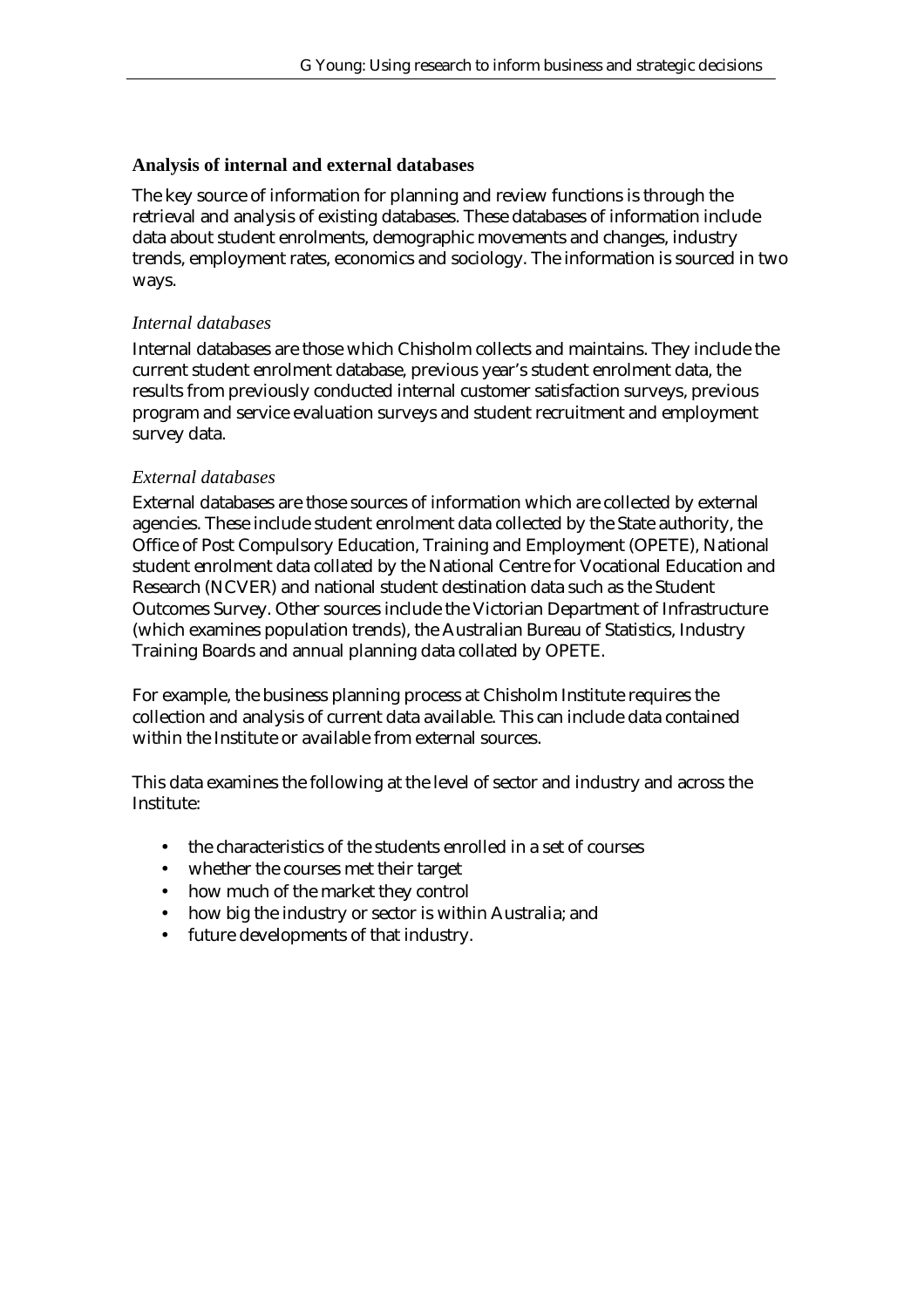## Analysis of internal and external databases

The key source of information for planning and review functions is through the retrieval and analysis of existing databases. These databases of information include data about student enrolments, demographic movements and changes, industry trends, employment rates, economics and sociology. The information is sourced in two ways.

### *Internal databases*

Internal databases are those which Chisholm collects and maintains. They include the current student enrolment database, previous year's student enrolment data, the results from previously conducted internal customer satisfaction surveys, previous program and service evaluation surveys and student recruitment and employment survey data.

### *External databases*

External databases are those sources of information which are collected by external agencies. These include student enrolment data collected by the State authority, the Office of Post Compulsory Education, Training and Employment (OPETE), National student enrolment data collated by the National Centre for Vocational Education and Research (NCVER) and national student destination data such as the Student Outcomes Survey. Other sources include the Victorian Department of Infrastructure (which examines population trends), the Australian Bureau of Statistics, Industry Training Boards and annual planning data collated by OPETE.

For example, the business planning process at Chisholm Institute requires the collection and analysis of current data available. This can include data contained within the Institute or available from external sources.

This data examines the following at the level of sector and industry and across the Institute:

- the characteristics of the students enrolled in a set of courses
- whether the courses met their target
- how much of the market they control
- how big the industry or sector is within Australia; and
- future developments of that industry.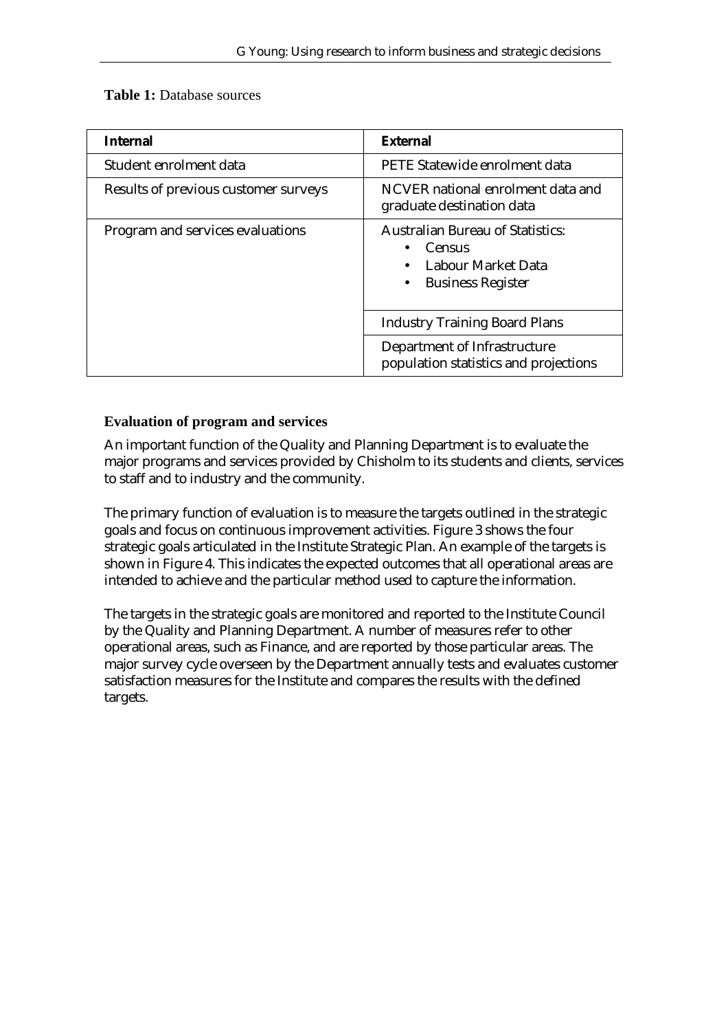**Table 1:** Database sources

| Internal | External |
|---|---|
| Student enrolment data | PETE Statewide enrolment data |
| Results of previous customer surveys | NCVER national enrolment data and graduate destination data |
| Program and services evaluations | Australian Bureau of Statistics: <br>• Census <br>• Labour Market Data <br>• Business Register |
| | Industry Training Board Plans |
| | Department of Infrastructure population statistics and projections |

### Evaluation of program and services

An important function of the Quality and Planning Department is to evaluate the major programs and services provided by Chisholm to its students and clients, services to staff and to industry and the community.

The primary function of evaluation is to measure the targets outlined in the strategic goals and focus on continuous improvement activities. Figure 3 shows the four strategic goals articulated in the Institute Strategic Plan. An example of the targets is shown in Figure 4. This indicates the expected outcomes that all operational areas are intended to achieve and the particular method used to capture the information.

The targets in the strategic goals are monitored and reported to the Institute Council by the Quality and Planning Department. A number of measures refer to other operational areas, such as Finance, and are reported by those particular areas. The major survey cycle overseen by the Department annually tests and evaluates customer satisfaction measures for the Institute and compares the results with the defined targets.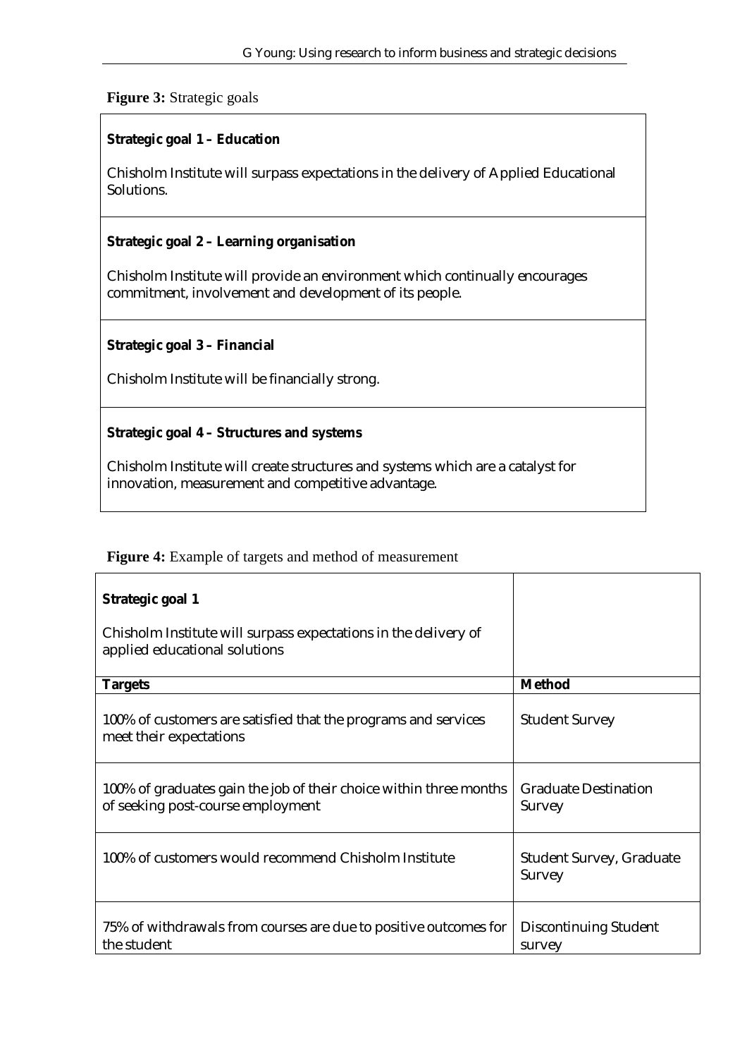**Figure 3:** Strategic goals

| **Strategic goal 1 – Education** |
|---|
| Chisholm Institute will surpass expectations in the delivery of Applied Educational Solutions. |
| **Strategic goal 2 – Learning organisation** |
| Chisholm Institute will provide an environment which continually encourages commitment, involvement and development of its people. |
| **Strategic goal 3 – Financial** |
| Chisholm Institute will be financially strong. |
| **Strategic goal 4 – Structures and systems** |
| Chisholm Institute will create structures and systems which are a catalyst for innovation, measurement and competitive advantage. |

**Figure 4:** Example of targets and method of measurement

| **Strategic goal 1**<br><br>Chisholm Institute will surpass expectations in the delivery of applied educational solutions | |
|---|---|
| **Targets** | **Method** |
| 100% of customers are satisfied that the programs and services meet their expectations | Student Survey |
| 100% of graduates gain the job of their choice within three months of seeking post-course employment | Graduate Destination Survey |
| 100% of customers would recommend Chisholm Institute | Student Survey, Graduate Survey |
| 75% of withdrawals from courses are due to positive outcomes for the student | Discontinuing Student survey |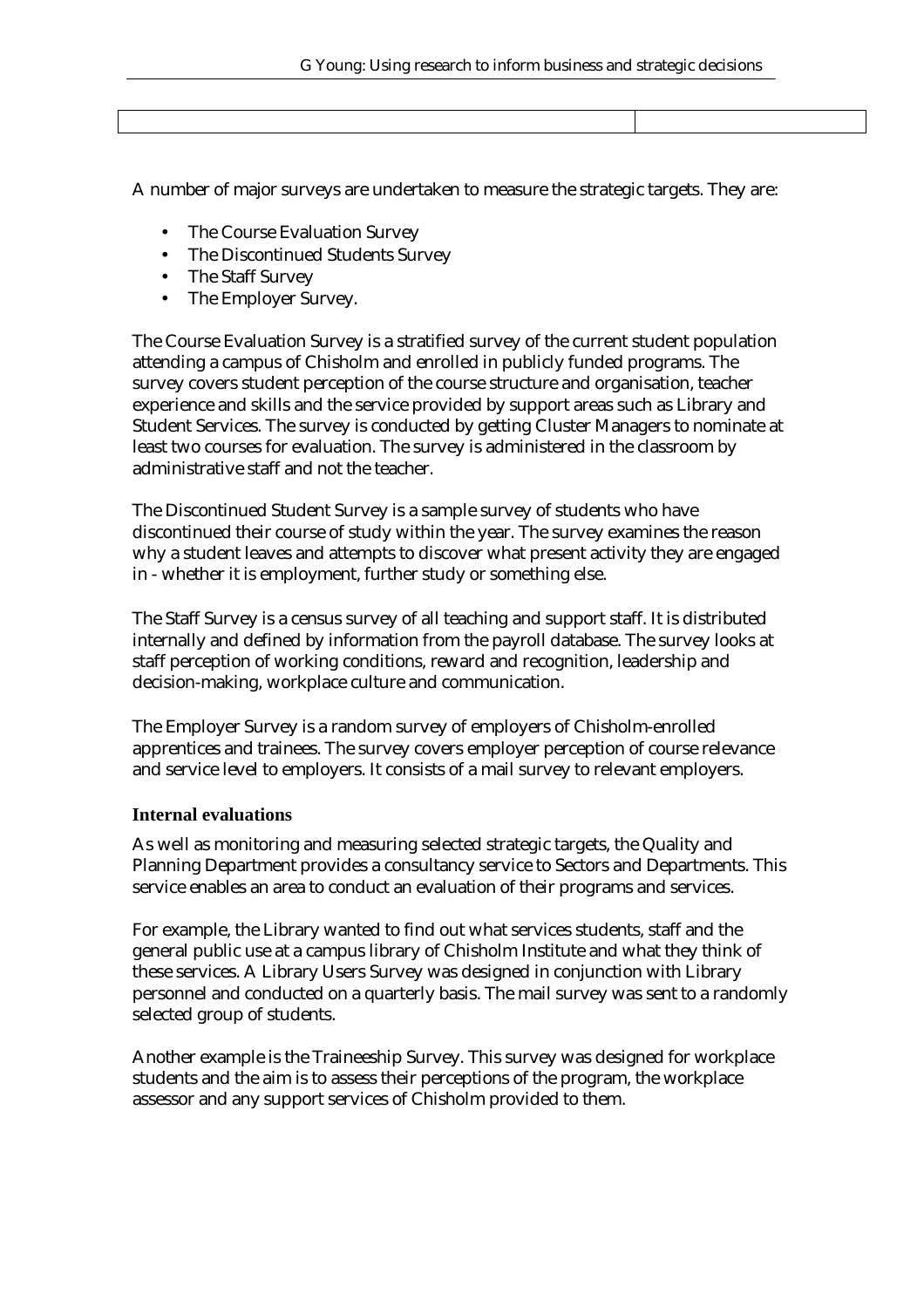A number of major surveys are undertaken to measure the strategic targets. They are:

- The Course Evaluation Survey
- The Discontinued Students Survey
- The Staff Survey
- The Employer Survey.

The Course Evaluation Survey is a stratified survey of the current student population attending a campus of Chisholm and enrolled in publicly funded programs. The survey covers student perception of the course structure and organisation, teacher experience and skills and the service provided by support areas such as Library and Student Services. The survey is conducted by getting Cluster Managers to nominate at least two courses for evaluation. The survey is administered in the classroom by administrative staff and not the teacher.

The Discontinued Student Survey is a sample survey of students who have discontinued their course of study within the year. The survey examines the reason why a student leaves and attempts to discover what present activity they are engaged in - whether it is employment, further study or something else.

The Staff Survey is a census survey of all teaching and support staff. It is distributed internally and defined by information from the payroll database. The survey looks at staff perception of working conditions, reward and recognition, leadership and decision-making, workplace culture and communication.

The Employer Survey is a random survey of employers of Chisholm-enrolled apprentices and trainees. The survey covers employer perception of course relevance and service level to employers. It consists of a mail survey to relevant employers.

### Internal evaluations

As well as monitoring and measuring selected strategic targets, the Quality and Planning Department provides a consultancy service to Sectors and Departments. This service enables an area to conduct an evaluation of their programs and services.

For example, the Library wanted to find out what services students, staff and the general public use at a campus library of Chisholm Institute and what they think of these services. A Library Users Survey was designed in conjunction with Library personnel and conducted on a quarterly basis. The mail survey was sent to a randomly selected group of students.

Another example is the Traineeship Survey. This survey was designed for workplace students and the aim is to assess their perceptions of the program, the workplace assessor and any support services of Chisholm provided to them.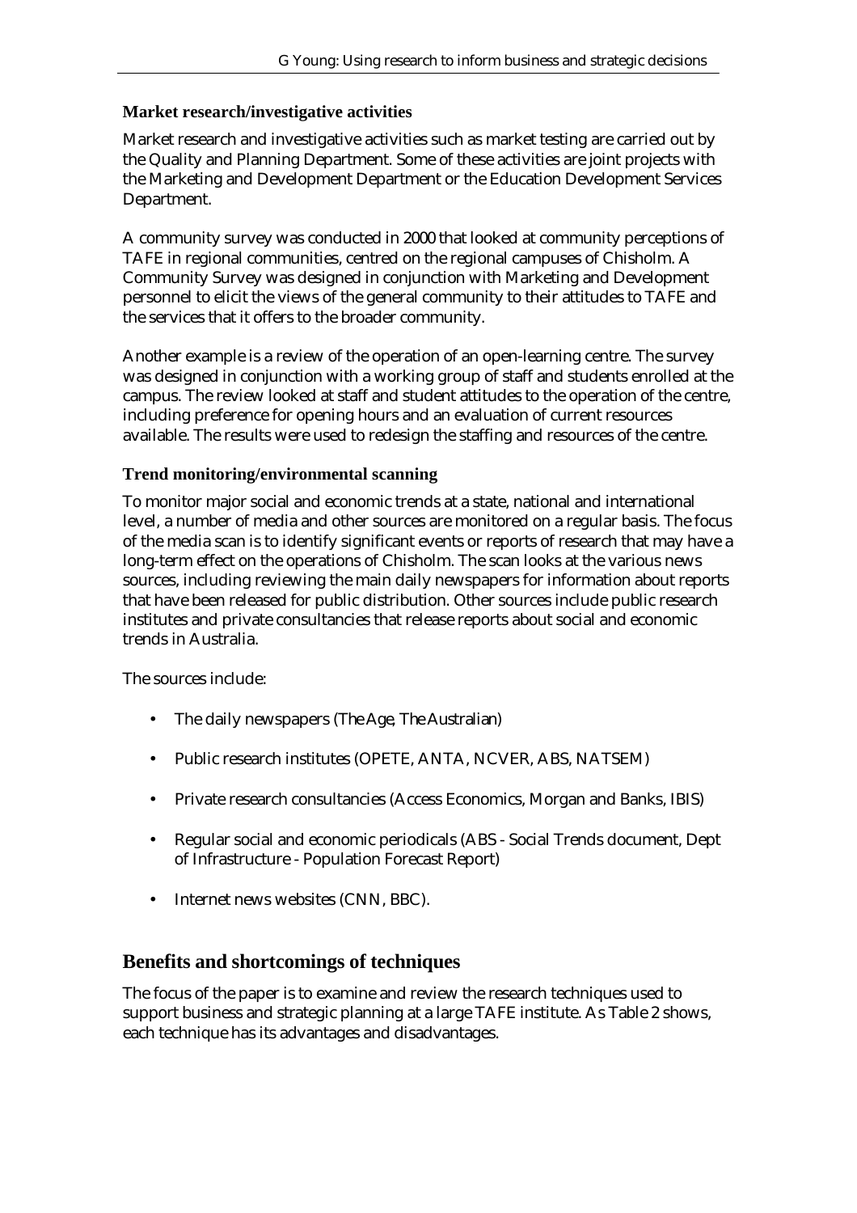### Market research/investigative activities

Market research and investigative activities such as market testing are carried out by the Quality and Planning Department. Some of these activities are joint projects with the Marketing and Development Department or the Education Development Services Department.

A community survey was conducted in 2000 that looked at community perceptions of TAFE in regional communities, centred on the regional campuses of Chisholm. A Community Survey was designed in conjunction with Marketing and Development personnel to elicit the views of the general community to their attitudes to TAFE and the services that it offers to the broader community.

Another example is a review of the operation of an open-learning centre. The survey was designed in conjunction with a working group of staff and students enrolled at the campus. The review looked at staff and student attitudes to the operation of the centre, including preference for opening hours and an evaluation of current resources available. The results were used to redesign the staffing and resources of the centre.

### Trend monitoring/environmental scanning

To monitor major social and economic trends at a state, national and international level, a number of media and other sources are monitored on a regular basis. The focus of the media scan is to identify significant events or reports of research that may have a long-term effect on the operations of Chisholm. The scan looks at the various news sources, including reviewing the main daily newspapers for information about reports that have been released for public distribution. Other sources include public research institutes and private consultancies that release reports about social and economic trends in Australia.

The sources include:

- The daily newspapers (*The Age*, *The Australian*)
- Public research institutes (OPETE, ANTA, NCVER, ABS, NATSEM)
- Private research consultancies (Access Economics, Morgan and Banks, IBIS)
- Regular social and economic periodicals (ABS - Social Trends document, Dept of Infrastructure - Population Forecast Report)
- Internet news websites (CNN, BBC).

## Benefits and shortcomings of techniques

The focus of the paper is to examine and review the research techniques used to support business and strategic planning at a large TAFE institute. As Table 2 shows, each technique has its advantages and disadvantages.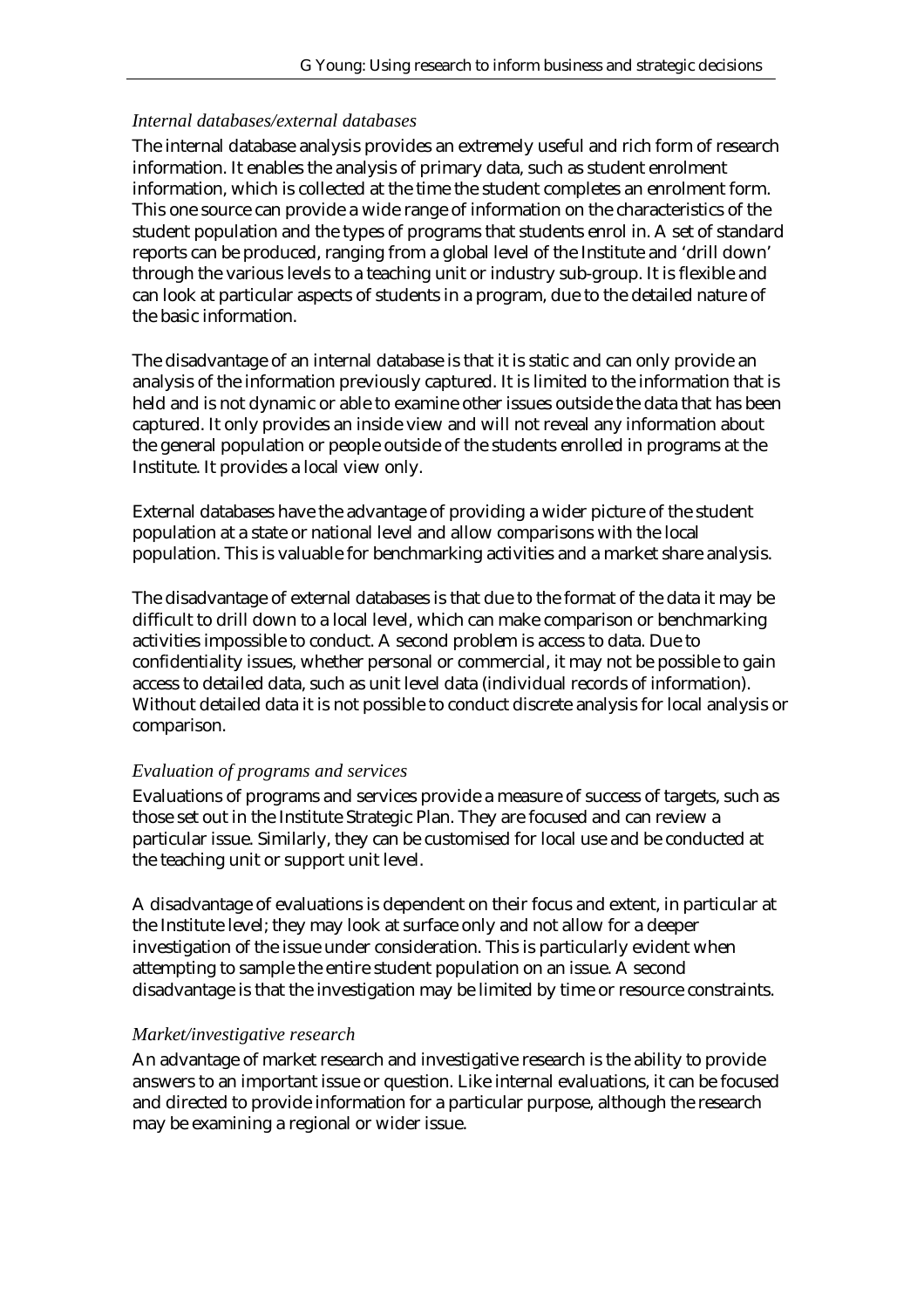### *Internal databases/external databases*

The internal database analysis provides an extremely useful and rich form of research information. It enables the analysis of primary data, such as student enrolment information, which is collected at the time the student completes an enrolment form. This one source can provide a wide range of information on the characteristics of the student population and the types of programs that students enrol in. A set of standard reports can be produced, ranging from a global level of the Institute and 'drill down' through the various levels to a teaching unit or industry sub-group. It is flexible and can look at particular aspects of students in a program, due to the detailed nature of the basic information.

The disadvantage of an internal database is that it is static and can only provide an analysis of the information previously captured. It is limited to the information that is held and is not dynamic or able to examine other issues outside the data that has been captured. It only provides an inside view and will not reveal any information about the general population or people outside of the students enrolled in programs at the Institute. It provides a local view only.

External databases have the advantage of providing a wider picture of the student population at a state or national level and allow comparisons with the local population. This is valuable for benchmarking activities and a market share analysis.

The disadvantage of external databases is that due to the format of the data it may be difficult to drill down to a local level, which can make comparison or benchmarking activities impossible to conduct. A second problem is access to data. Due to confidentiality issues, whether personal or commercial, it may not be possible to gain access to detailed data, such as unit level data (individual records of information). Without detailed data it is not possible to conduct discrete analysis for local analysis or comparison.

### *Evaluation of programs and services*

Evaluations of programs and services provide a measure of success of targets, such as those set out in the Institute Strategic Plan. They are focused and can review a particular issue. Similarly, they can be customised for local use and be conducted at the teaching unit or support unit level.

A disadvantage of evaluations is dependent on their focus and extent, in particular at the Institute level; they may look at surface only and not allow for a deeper investigation of the issue under consideration. This is particularly evident when attempting to sample the entire student population on an issue. A second disadvantage is that the investigation may be limited by time or resource constraints.

### *Market/investigative research*

An advantage of market research and investigative research is the ability to provide answers to an important issue or question. Like internal evaluations, it can be focused and directed to provide information for a particular purpose, although the research may be examining a regional or wider issue.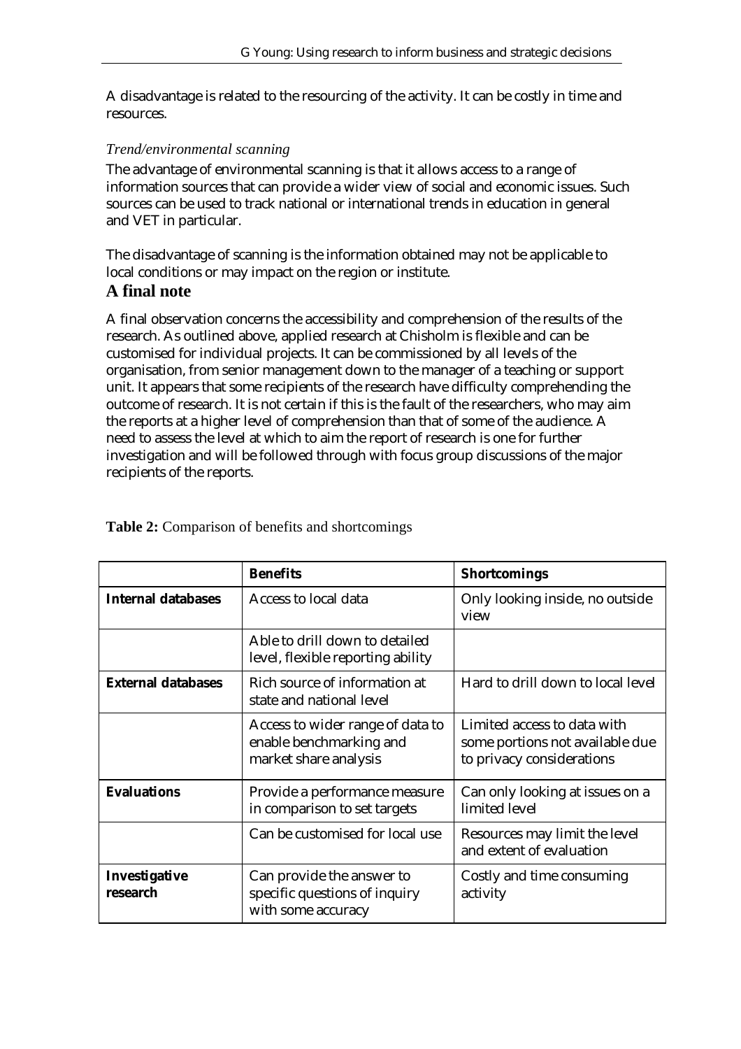A disadvantage is related to the resourcing of the activity. It can be costly in time and resources.

*Trend/environmental scanning*

The advantage of environmental scanning is that it allows access to a range of information sources that can provide a wider view of social and economic issues. Such sources can be used to track national or international trends in education in general and VET in particular.

The disadvantage of scanning is the information obtained may not be applicable to local conditions or may impact on the region or institute.

## A final note

A final observation concerns the accessibility and comprehension of the results of the research. As outlined above, applied research at Chisholm is flexible and can be customised for individual projects. It can be commissioned by all levels of the organisation, from senior management down to the manager of a teaching or support unit. It appears that some recipients of the research have difficulty comprehending the outcome of research. It is not certain if this is the fault of the researchers, who may aim the reports at a higher level of comprehension than that of some of the audience. A need to assess the level at which to aim the report of research is one for further investigation and will be followed through with focus group discussions of the major recipients of the reports.

**Table 2:** Comparison of benefits and shortcomings

| | **Benefits** | **Shortcomings** |
|---|---|---|
| **Internal databases** | Access to local data | Only looking inside, no outside view |
| | Able to drill down to detailed level, flexible reporting ability | |
| **External databases** | Rich source of information at state and national level | Hard to drill down to local level |
| | Access to wider range of data to enable benchmarking and market share analysis | Limited access to data with some portions not available due to privacy considerations |
| **Evaluations** | Provide a performance measure in comparison to set targets | Can only looking at issues on a limited level |
| | Can be customised for local use | Resources may limit the level and extent of evaluation |
| **Investigative research** | Can provide the answer to specific questions of inquiry with some accuracy | Costly and time consuming activity |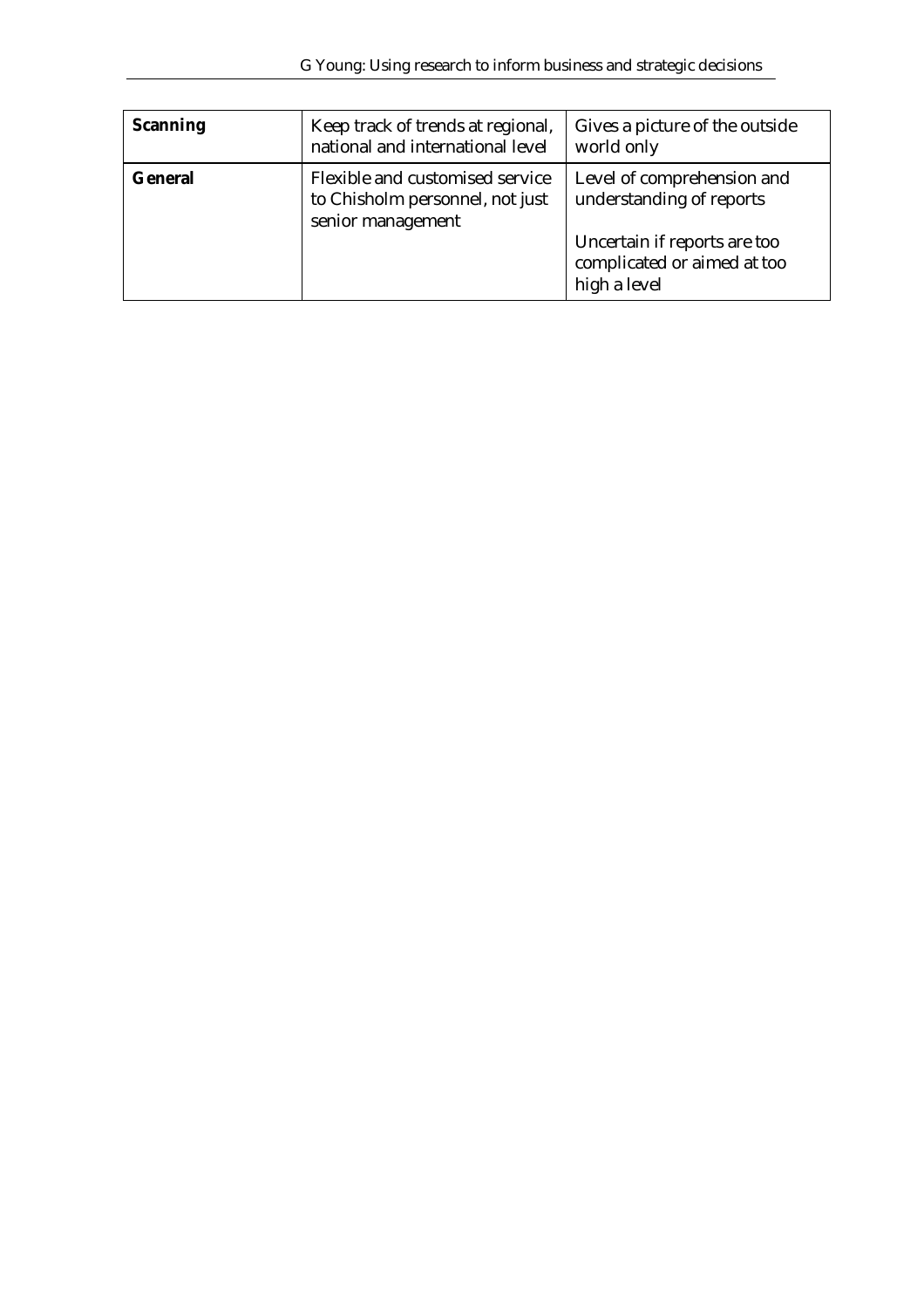| | | |
|---|---|---|
| **Scanning** | Keep track of trends at regional, national and international level | Gives a picture of the outside world only |
| **General** | Flexible and customised service to Chisholm personnel, not just senior management | Level of comprehension and understanding of reports<br><br>Uncertain if reports are too complicated or aimed at too high a level |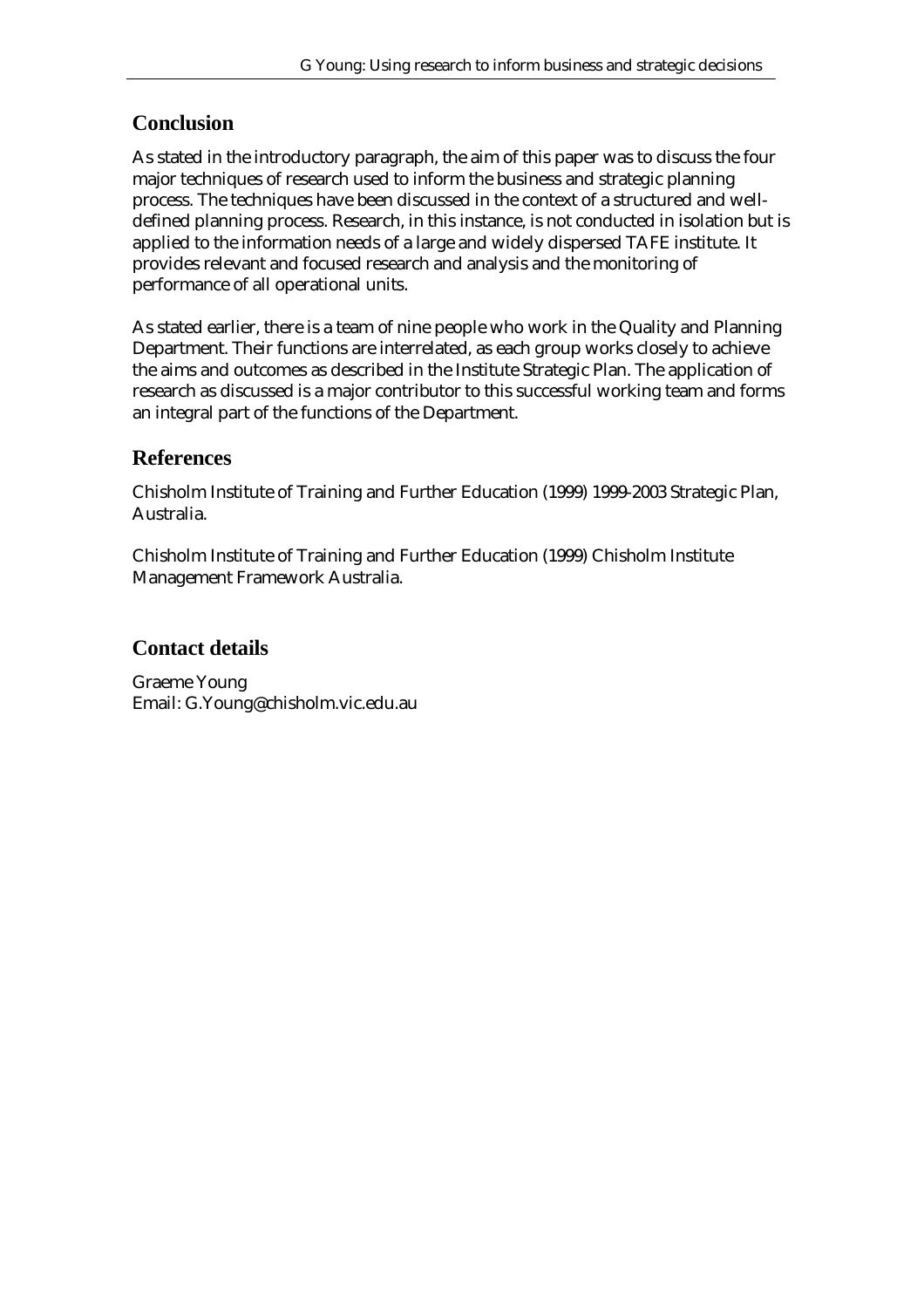## Conclusion

As stated in the introductory paragraph, the aim of this paper was to discuss the four major techniques of research used to inform the business and strategic planning process. The techniques have been discussed in the context of a structured and well-defined planning process. Research, in this instance, is not conducted in isolation but is applied to the information needs of a large and widely dispersed TAFE institute. It provides relevant and focused research and analysis and the monitoring of performance of all operational units.

As stated earlier, there is a team of nine people who work in the Quality and Planning Department. Their functions are interrelated, as each group works closely to achieve the aims and outcomes as described in the Institute Strategic Plan. The application of research as discussed is a major contributor to this successful working team and forms an integral part of the functions of the Department.

## References

Chisholm Institute of Training and Further Education (1999) 1999-2003 Strategic Plan, Australia.

Chisholm Institute of Training and Further Education (1999) Chisholm Institute Management Framework Australia.

## Contact details

Graeme Young
Email: G.Young@chisholm.vic.edu.au